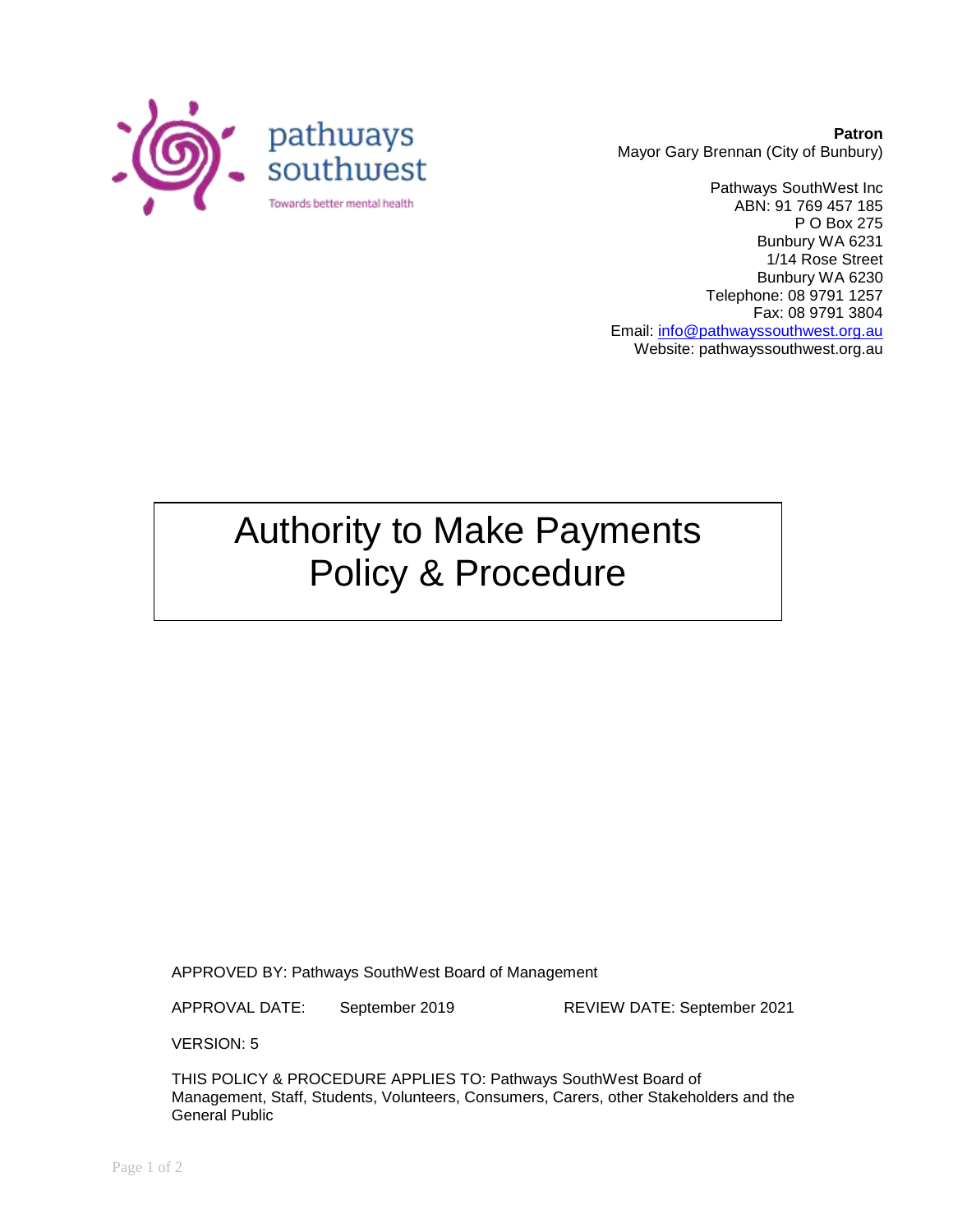pathways southwest

Towards better mental health

**Patron**
Mayor Gary Brennan (City of Bunbury)

Pathways SouthWest Inc
ABN: 91 769 457 185
P O Box 275
Bunbury WA 6231
1/14 Rose Street
Bunbury WA 6230
Telephone: 08 9791 1257
Fax: 08 9791 3804
Email: info@pathwayssouthwest.org.au
Website: pathwayssouthwest.org.au

# Authority to Make Payments Policy & Procedure

APPROVED BY: Pathways SouthWest Board of Management

APPROVAL DATE: September 2019 REVIEW DATE: September 2021

VERSION: 5

THIS POLICY & PROCEDURE APPLIES TO: Pathways SouthWest Board of Management, Staff, Students, Volunteers, Consumers, Carers, other Stakeholders and the General Public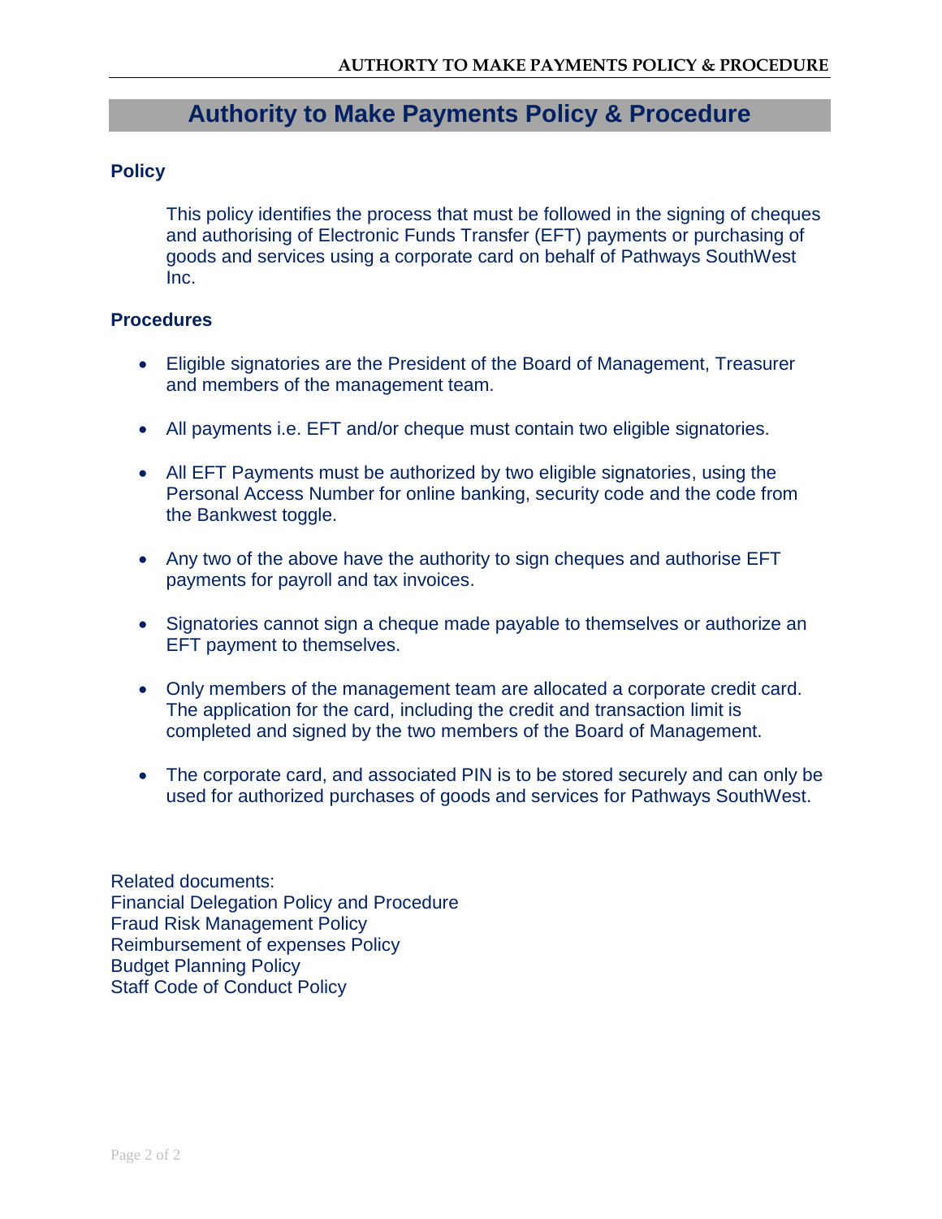# Authority to Make Payments Policy & Procedure

## Policy

This policy identifies the process that must be followed in the signing of cheques and authorising of Electronic Funds Transfer (EFT) payments or purchasing of goods and services using a corporate card on behalf of Pathways SouthWest Inc.

## Procedures

- Eligible signatories are the President of the Board of Management, Treasurer and members of the management team.
- All payments i.e. EFT and/or cheque must contain two eligible signatories.
- All EFT Payments must be authorized by two eligible signatories, using the Personal Access Number for online banking, security code and the code from the Bankwest toggle.
- Any two of the above have the authority to sign cheques and authorise EFT payments for payroll and tax invoices.
- Signatories cannot sign a cheque made payable to themselves or authorize an EFT payment to themselves.
- Only members of the management team are allocated a corporate credit card. The application for the card, including the credit and transaction limit is completed and signed by the two members of the Board of Management.
- The corporate card, and associated PIN is to be stored securely and can only be used for authorized purchases of goods and services for Pathways SouthWest.

Related documents:
Financial Delegation Policy and Procedure
Fraud Risk Management Policy
Reimbursement of expenses Policy
Budget Planning Policy
Staff Code of Conduct Policy